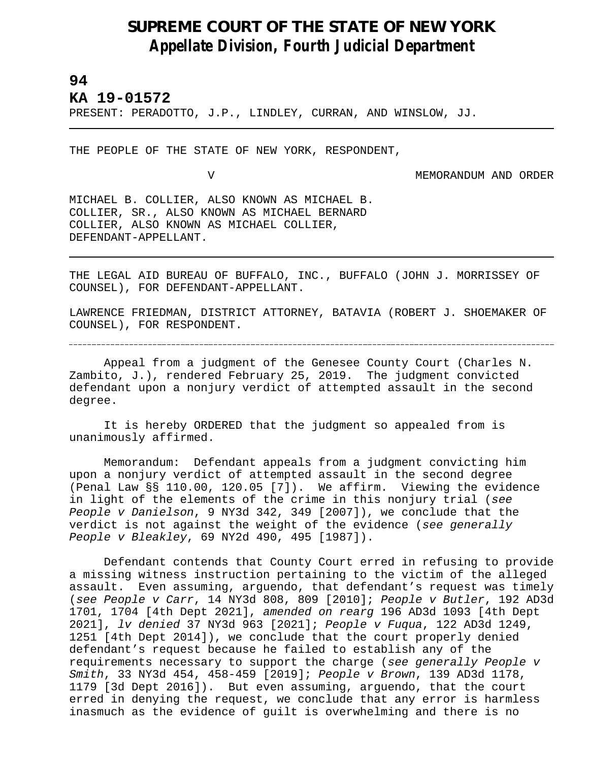# SUPREME COURT OF THE STATE OF NEW YORK
## *Appellate Division, Fourth Judicial Department*

**94**

**KA 19-01572**

PRESENT: PERADOTTO, J.P., LINDLEY, CURRAN, AND WINSLOW, JJ.

---

THE PEOPLE OF THE STATE OF NEW YORK, RESPONDENT,

V MEMORANDUM AND ORDER

MICHAEL B. COLLIER, ALSO KNOWN AS MICHAEL B. COLLIER, SR., ALSO KNOWN AS MICHAEL BERNARD COLLIER, ALSO KNOWN AS MICHAEL COLLIER, DEFENDANT-APPELLANT.

---

THE LEGAL AID BUREAU OF BUFFALO, INC., BUFFALO (JOHN J. MORRISSEY OF COUNSEL), FOR DEFENDANT-APPELLANT.

LAWRENCE FRIEDMAN, DISTRICT ATTORNEY, BATAVIA (ROBERT J. SHOEMAKER OF COUNSEL), FOR RESPONDENT.

---

Appeal from a judgment of the Genesee County Court (Charles N. Zambito, J.), rendered February 25, 2019. The judgment convicted defendant upon a nonjury verdict of attempted assault in the second degree.

It is hereby ORDERED that the judgment so appealed from is unanimously affirmed.

Memorandum: Defendant appeals from a judgment convicting him upon a nonjury verdict of attempted assault in the second degree (Penal Law §§ 110.00, 120.05 [7]). We affirm. Viewing the evidence in light of the elements of the crime in this nonjury trial (*see People v Danielson*, 9 NY3d 342, 349 [2007]), we conclude that the verdict is not against the weight of the evidence (*see generally People v Bleakley*, 69 NY2d 490, 495 [1987]).

Defendant contends that County Court erred in refusing to provide a missing witness instruction pertaining to the victim of the alleged assault. Even assuming, arguendo, that defendant's request was timely (*see People v Carr*, 14 NY3d 808, 809 [2010]; *People v Butler*, 192 AD3d 1701, 1704 [4th Dept 2021], *amended on rearg* 196 AD3d 1093 [4th Dept 2021], *lv denied* 37 NY3d 963 [2021]; *People v Fuqua*, 122 AD3d 1249, 1251 [4th Dept 2014]), we conclude that the court properly denied defendant's request because he failed to establish any of the requirements necessary to support the charge (*see generally People v Smith*, 33 NY3d 454, 458-459 [2019]; *People v Brown*, 139 AD3d 1178, 1179 [3d Dept 2016]). But even assuming, arguendo, that the court erred in denying the request, we conclude that any error is harmless inasmuch as the evidence of guilt is overwhelming and there is no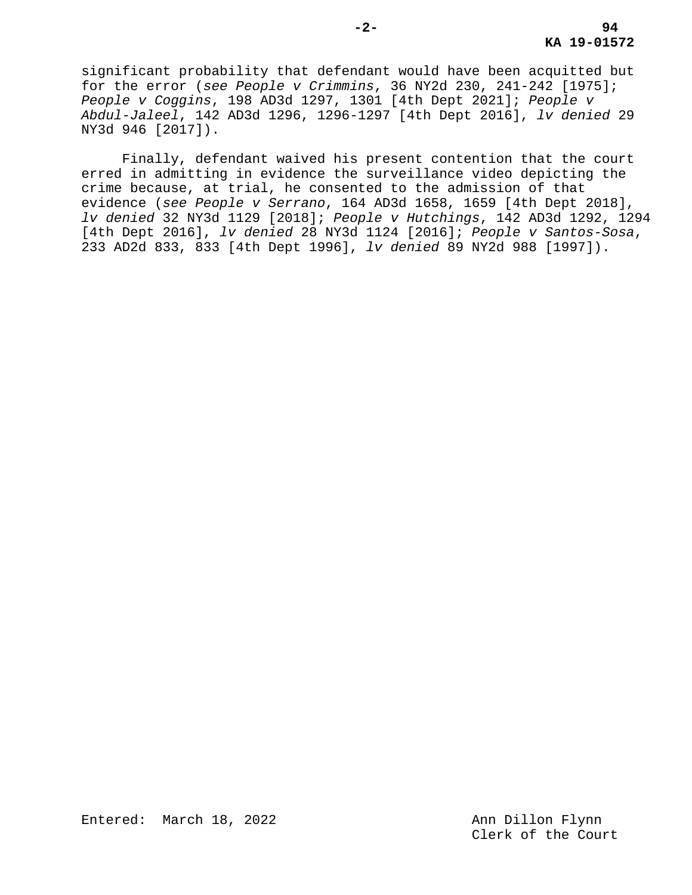significant probability that defendant would have been acquitted but for the error (*see People v Crimmins*, 36 NY2d 230, 241-242 [1975]; *People v Coggins*, 198 AD3d 1297, 1301 [4th Dept 2021]; *People v Abdul-Jaleel*, 142 AD3d 1296, 1296-1297 [4th Dept 2016], *lv denied* 29 NY3d 946 [2017]).

Finally, defendant waived his present contention that the court erred in admitting in evidence the surveillance video depicting the crime because, at trial, he consented to the admission of that evidence (*see People v Serrano*, 164 AD3d 1658, 1659 [4th Dept 2018], *lv denied* 32 NY3d 1129 [2018]; *People v Hutchings*, 142 AD3d 1292, 1294 [4th Dept 2016], *lv denied* 28 NY3d 1124 [2016]; *People v Santos-Sosa*, 233 AD2d 833, 833 [4th Dept 1996], *lv denied* 89 NY2d 988 [1997]).

Entered: March 18, 2022

Ann Dillon Flynn
Clerk of the Court